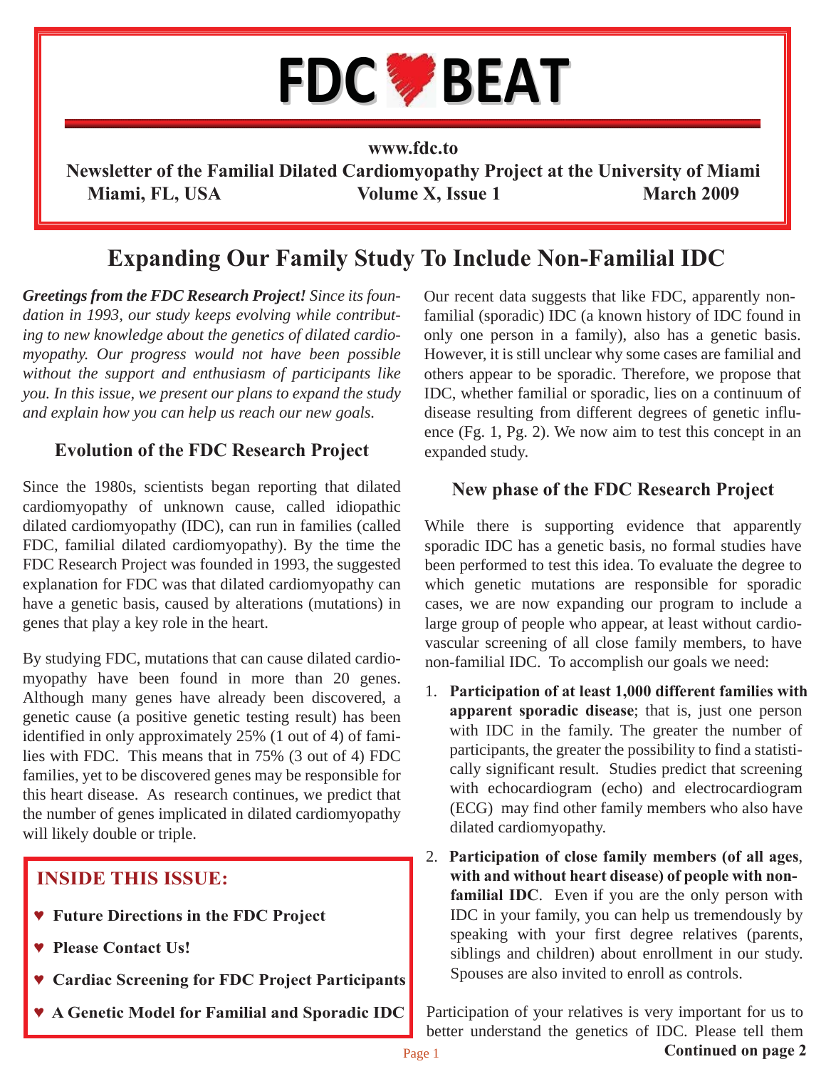# FDC BEAT

**www.fdc.to**

**Newsletter of the Familial Dilated Cardiomyopathy Project at the University of Miami**

**Miami, FL, USA Volume X, Issue 1 March 2009**

## Expanding Our Family Study To Include Non-Familial IDC

***Greetings from the FDC Research Project!*** *Since its foundation in 1993, our study keeps evolving while contributing to new knowledge about the genetics of dilated cardiomyopathy. Our progress would not have been possible without the support and enthusiasm of participants like you. In this issue, we present our plans to expand the study and explain how you can help us reach our new goals.*

### Evolution of the FDC Research Project

Since the 1980s, scientists began reporting that dilated cardiomyopathy of unknown cause, called idiopathic dilated cardiomyopathy (IDC), can run in families (called FDC, familial dilated cardiomyopathy). By the time the FDC Research Project was founded in 1993, the suggested explanation for FDC was that dilated cardiomyopathy can have a genetic basis, caused by alterations (mutations) in genes that play a key role in the heart.

By studying FDC, mutations that can cause dilated cardiomyopathy have been found in more than 20 genes. Although many genes have already been discovered, a genetic cause (a positive genetic testing result) has been identified in only approximately 25% (1 out of 4) of families with FDC. This means that in 75% (3 out of 4) FDC families, yet to be discovered genes may be responsible for this heart disease. As research continues, we predict that the number of genes implicated in dilated cardiomyopathy will likely double or triple.

**INSIDE THIS ISSUE:**

- ♥ **Future Directions in the FDC Project**
- ♥ **Please Contact Us!**
- ♥ **Cardiac Screening for FDC Project Participants**
- ♥ **A Genetic Model for Familial and Sporadic IDC**

Our recent data suggests that like FDC, apparently non-familial (sporadic) IDC (a known history of IDC found in only one person in a family), also has a genetic basis. However, it is still unclear why some cases are familial and others appear to be sporadic. Therefore, we propose that IDC, whether familial or sporadic, lies on a continuum of disease resulting from different degrees of genetic influence (Fg. 1, Pg. 2). We now aim to test this concept in an expanded study.

### New phase of the FDC Research Project

While there is supporting evidence that apparently sporadic IDC has a genetic basis, no formal studies have been performed to test this idea. To evaluate the degree to which genetic mutations are responsible for sporadic cases, we are now expanding our program to include a large group of people who appear, at least without cardiovascular screening of all close family members, to have non-familial IDC. To accomplish our goals we need:

1. **Participation of at least 1,000 different families with apparent sporadic disease**; that is, just one person with IDC in the family. The greater the number of participants, the greater the possibility to find a statistically significant result. Studies predict that screening with echocardiogram (echo) and electrocardiogram (ECG) may find other family members who also have dilated cardiomyopathy.
2. **Participation of close family members (of all ages, with and without heart disease) of people with non-familial IDC**. Even if you are the only person with IDC in your family, you can help us tremendously by speaking with your first degree relatives (parents, siblings and children) about enrollment in our study. Spouses are also invited to enroll as controls.

Participation of your relatives is very important for us to better understand the genetics of IDC. Please tell them

**Continued on page 2**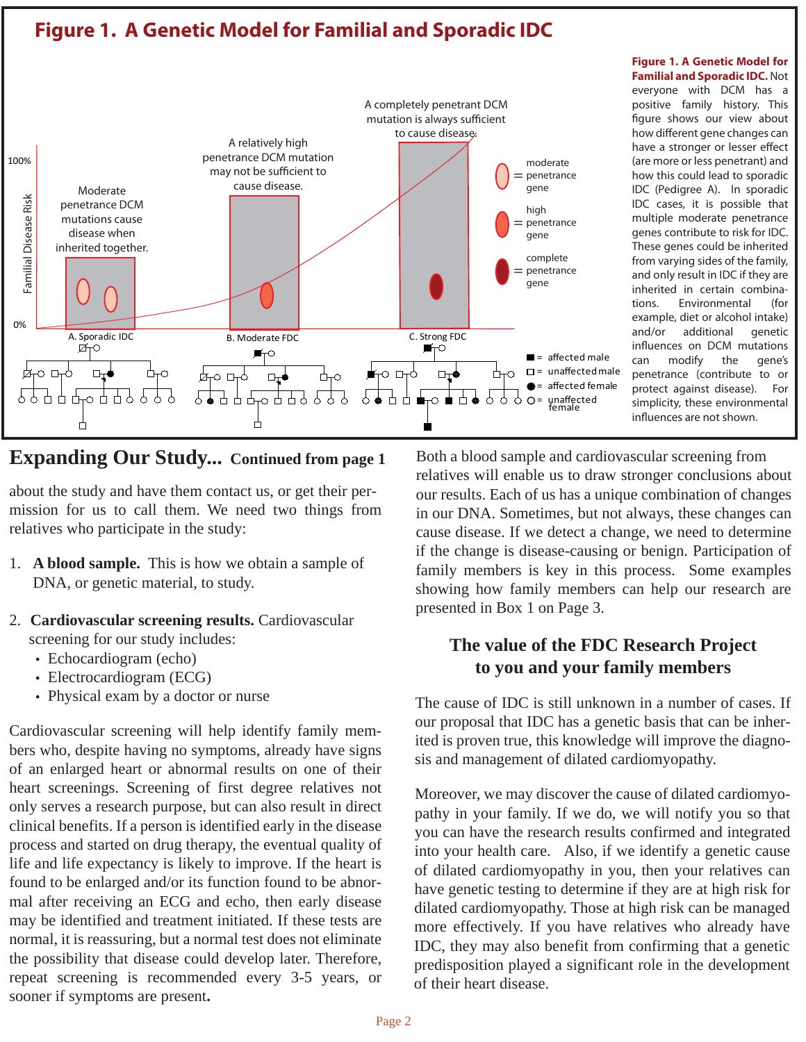# Figure 1. A Genetic Model for Familial and Sporadic IDC

Familial Disease Risk

100%

0%

Moderate penetrance DCM mutations cause disease when inherited together.

A relatively high penetrance DCM mutation may not be sufficient to cause disease.

A completely penetrant DCM mutation is always sufficient to cause disease.

A. Sporadic IDC

B. Moderate FDC

C. Strong FDC

= moderate penetrance gene

= high penetrance gene

= complete penetrance gene

■ = affected male

□ = unaffected male

● = affected female

○ = unaffected female

**Figure 1. A Genetic Model for Familial and Sporadic IDC.** Not everyone with DCM has a positive family history. This figure shows our view about how different gene changes can have a stronger or lesser effect (are more or less penetrant) and how this could lead to sporadic IDC (Pedigree A). In sporadic IDC cases, it is possible that multiple moderate penetrance genes contribute to risk for IDC. These genes could be inherited from varying sides of the family, and only result in IDC if they are inherited in certain combinations. Environmental (for example, diet or alcohol intake) and/or additional genetic influences on DCM mutations can modify the gene's penetrance (contribute to or protect against disease). For simplicity, these environmental influences are not shown.

## Expanding Our Study... Continued from page 1

about the study and have them contact us, or get their permission for us to call them. We need two things from relatives who participate in the study:

1. **A blood sample.** This is how we obtain a sample of DNA, or genetic material, to study.

2. **Cardiovascular screening results.** Cardiovascular screening for our study includes:
   - Echocardiogram (echo)
   - Electrocardiogram (ECG)
   - Physical exam by a doctor or nurse

Cardiovascular screening will help identify family members who, despite having no symptoms, already have signs of an enlarged heart or abnormal results on one of their heart screenings. Screening of first degree relatives not only serves a research purpose, but can also result in direct clinical benefits. If a person is identified early in the disease process and started on drug therapy, the eventual quality of life and life expectancy is likely to improve. If the heart is found to be enlarged and/or its function found to be abnormal after receiving an ECG and echo, then early disease may be identified and treatment initiated. If these tests are normal, it is reassuring, but a normal test does not eliminate the possibility that disease could develop later. Therefore, repeat screening is recommended every 3-5 years, or sooner if symptoms are present.

Both a blood sample and cardiovascular screening from relatives will enable us to draw stronger conclusions about our results. Each of us has a unique combination of changes in our DNA. Sometimes, but not always, these changes can cause disease. If we detect a change, we need to determine if the change is disease-causing or benign. Participation of family members is key in this process. Some examples showing how family members can help our research are presented in Box 1 on Page 3.

## The value of the FDC Research Project to you and your family members

The cause of IDC is still unknown in a number of cases. If our proposal that IDC has a genetic basis that can be inherited is proven true, this knowledge will improve the diagnosis and management of dilated cardiomyopathy.

Moreover, we may discover the cause of dilated cardiomyopathy in your family. If we do, we will notify you so that you can have the research results confirmed and integrated into your health care. Also, if we identify a genetic cause of dilated cardiomyopathy in you, then your relatives can have genetic testing to determine if they are at high risk for dilated cardiomyopathy. Those at high risk can be managed more effectively. If you have relatives who already have IDC, they may also benefit from confirming that a genetic predisposition played a significant role in the development of their heart disease.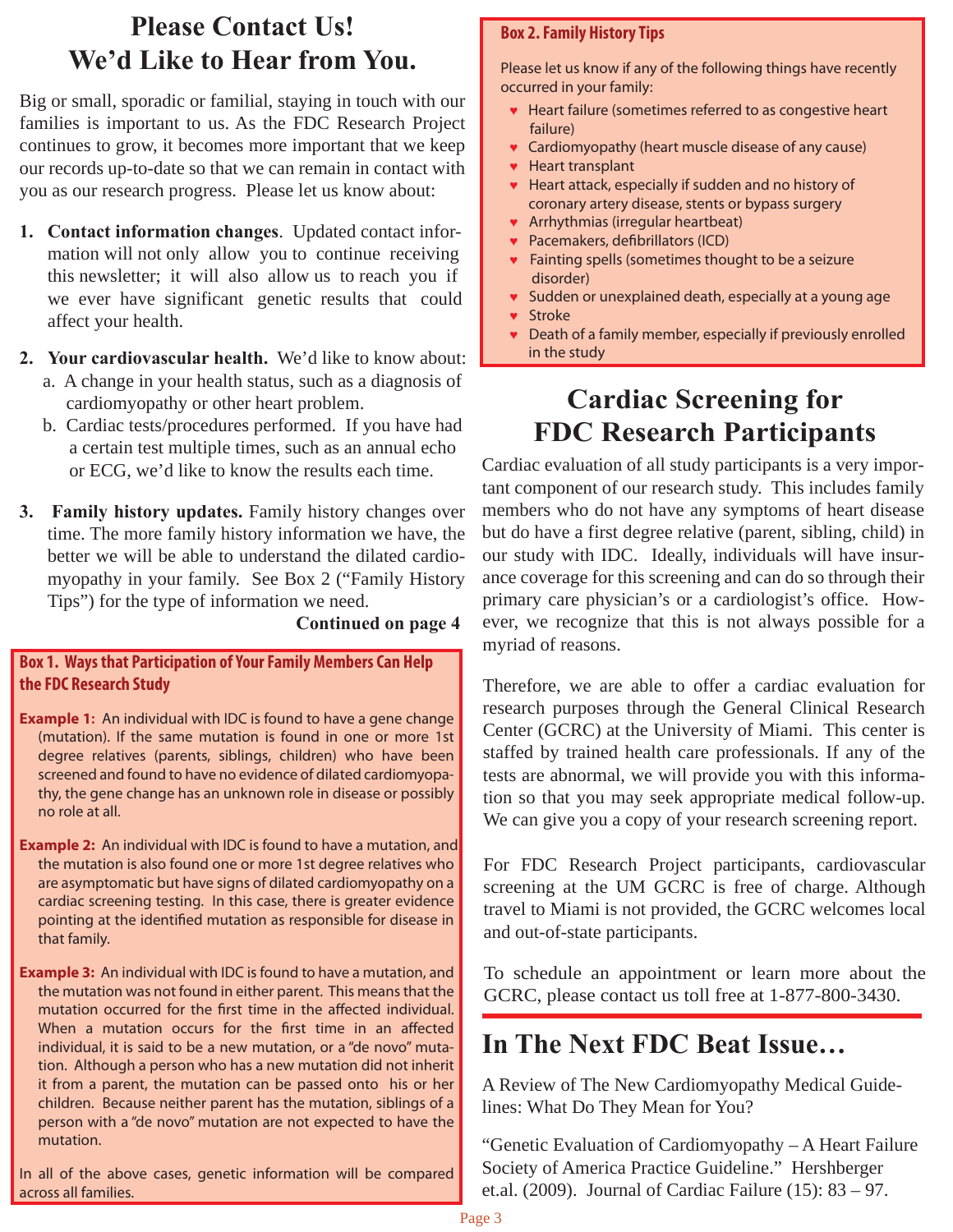# Please Contact Us! We'd Like to Hear from You.

Big or small, sporadic or familial, staying in touch with our families is important to us. As the FDC Research Project continues to grow, it becomes more important that we keep our records up-to-date so that we can remain in contact with you as our research progress. Please let us know about:

1. **Contact information changes**. Updated contact information will not only allow you to continue receiving this newsletter; it will also allow us to reach you if we ever have significant genetic results that could affect your health.

2. **Your cardiovascular health.** We'd like to know about:
   a. A change in your health status, such as a diagnosis of cardiomyopathy or other heart problem.
   b. Cardiac tests/procedures performed. If you have had a certain test multiple times, such as an annual echo or ECG, we'd like to know the results each time.

3. **Family history updates.** Family history changes over time. The more family history information we have, the better we will be able to understand the dilated cardiomyopathy in your family. See Box 2 ("Family History Tips") for the type of information we need.

**Continued on page 4**

**Box 1. Ways that Participation of Your Family Members Can Help the FDC Research Study**

**Example 1:** An individual with IDC is found to have a gene change (mutation). If the same mutation is found in one or more 1st degree relatives (parents, siblings, children) who have been screened and found to have no evidence of dilated cardiomyopathy, the gene change has an unknown role in disease or possibly no role at all.

**Example 2:** An individual with IDC is found to have a mutation, and the mutation is also found one or more 1st degree relatives who are asymptomatic but have signs of dilated cardiomyopathy on a cardiac screening testing. In this case, there is greater evidence pointing at the identified mutation as responsible for disease in that family.

**Example 3:** An individual with IDC is found to have a mutation, and the mutation was not found in either parent. This means that the mutation occurred for the first time in the affected individual. When a mutation occurs for the first time in an affected individual, it is said to be a new mutation, or a "de novo" mutation. Although a person who has a new mutation did not inherit it from a parent, the mutation can be passed onto his or her children. Because neither parent has the mutation, siblings of a person with a "de novo" mutation are not expected to have the mutation.

In all of the above cases, genetic information will be compared across all families.

**Box 2. Family History Tips**

Please let us know if any of the following things have recently occurred in your family:

- Heart failure (sometimes referred to as congestive heart failure)
- Cardiomyopathy (heart muscle disease of any cause)
- Heart transplant
- Heart attack, especially if sudden and no history of coronary artery disease, stents or bypass surgery
- Arrhythmias (irregular heartbeat)
- Pacemakers, defibrillators (ICD)
- Fainting spells (sometimes thought to be a seizure disorder)
- Sudden or unexplained death, especially at a young age
- Stroke
- Death of a family member, especially if previously enrolled in the study

# Cardiac Screening for FDC Research Participants

Cardiac evaluation of all study participants is a very important component of our research study. This includes family members who do not have any symptoms of heart disease but do have a first degree relative (parent, sibling, child) in our study with IDC. Ideally, individuals will have insurance coverage for this screening and can do so through their primary care physician's or a cardiologist's office. However, we recognize that this is not always possible for a myriad of reasons.

Therefore, we are able to offer a cardiac evaluation for research purposes through the General Clinical Research Center (GCRC) at the University of Miami. This center is staffed by trained health care professionals. If any of the tests are abnormal, we will provide you with this information so that you may seek appropriate medical follow-up. We can give you a copy of your research screening report.

For FDC Research Project participants, cardiovascular screening at the UM GCRC is free of charge. Although travel to Miami is not provided, the GCRC welcomes local and out-of-state participants.

To schedule an appointment or learn more about the GCRC, please contact us toll free at 1-877-800-3430.

# In The Next FDC Beat Issue…

A Review of The New Cardiomyopathy Medical Guidelines: What Do They Mean for You?

"Genetic Evaluation of Cardiomyopathy – A Heart Failure Society of America Practice Guideline." Hershberger et.al. (2009). Journal of Cardiac Failure (15): 83 – 97.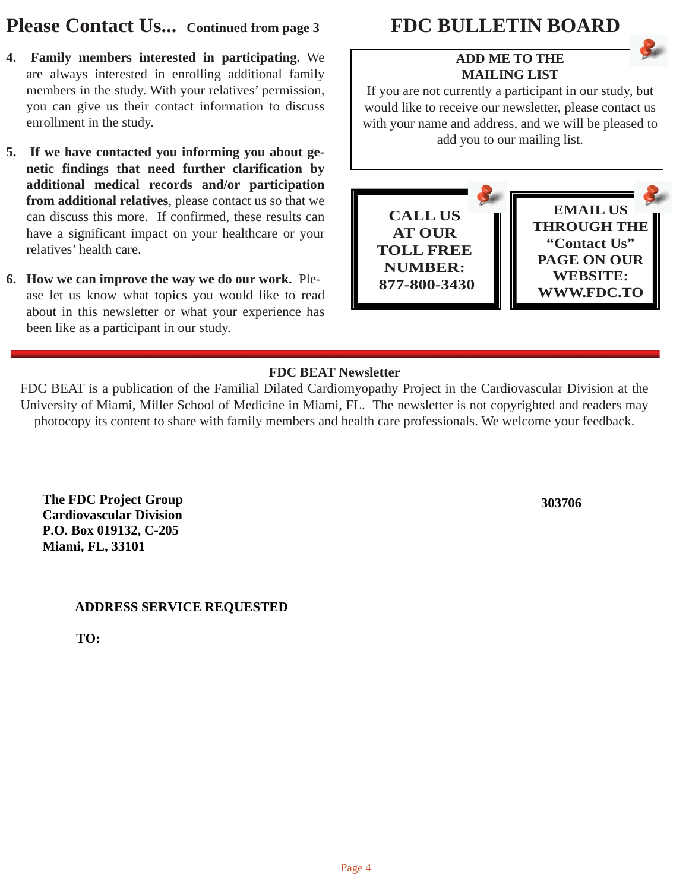## Please Contact Us... Continued from page 3

4. **Family members interested in participating.** We are always interested in enrolling additional family members in the study. With your relatives' permission, you can give us their contact information to discuss enrollment in the study.

5. **If we have contacted you informing you about genetic findings that need further clarification by additional medical records and/or participation from additional relatives**, please contact us so that we can discuss this more. If confirmed, these results can have a significant impact on your healthcare or your relatives' health care.

6. **How we can improve the way we do our work.** Please let us know what topics you would like to read about in this newsletter or what your experience has been like as a participant in our study.

## FDC BULLETIN BOARD

**ADD ME TO THE MAILING LIST**

If you are not currently a participant in our study, but would like to receive our newsletter, please contact us with your name and address, and we will be pleased to add you to our mailing list.

**CALL US AT OUR TOLL FREE NUMBER: 877-800-3430**

**EMAIL US THROUGH THE "Contact Us" PAGE ON OUR WEBSITE: WWW.FDC.TO**

**FDC BEAT Newsletter**

FDC BEAT is a publication of the Familial Dilated Cardiomyopathy Project in the Cardiovascular Division at the University of Miami, Miller School of Medicine in Miami, FL. The newsletter is not copyrighted and readers may photocopy its content to share with family members and health care professionals. We welcome your feedback.

**The FDC Project Group**
**Cardiovascular Division**
**P.O. Box 019132, C-205**
**Miami, FL, 33101**

**303706**

**ADDRESS SERVICE REQUESTED**

**TO:**